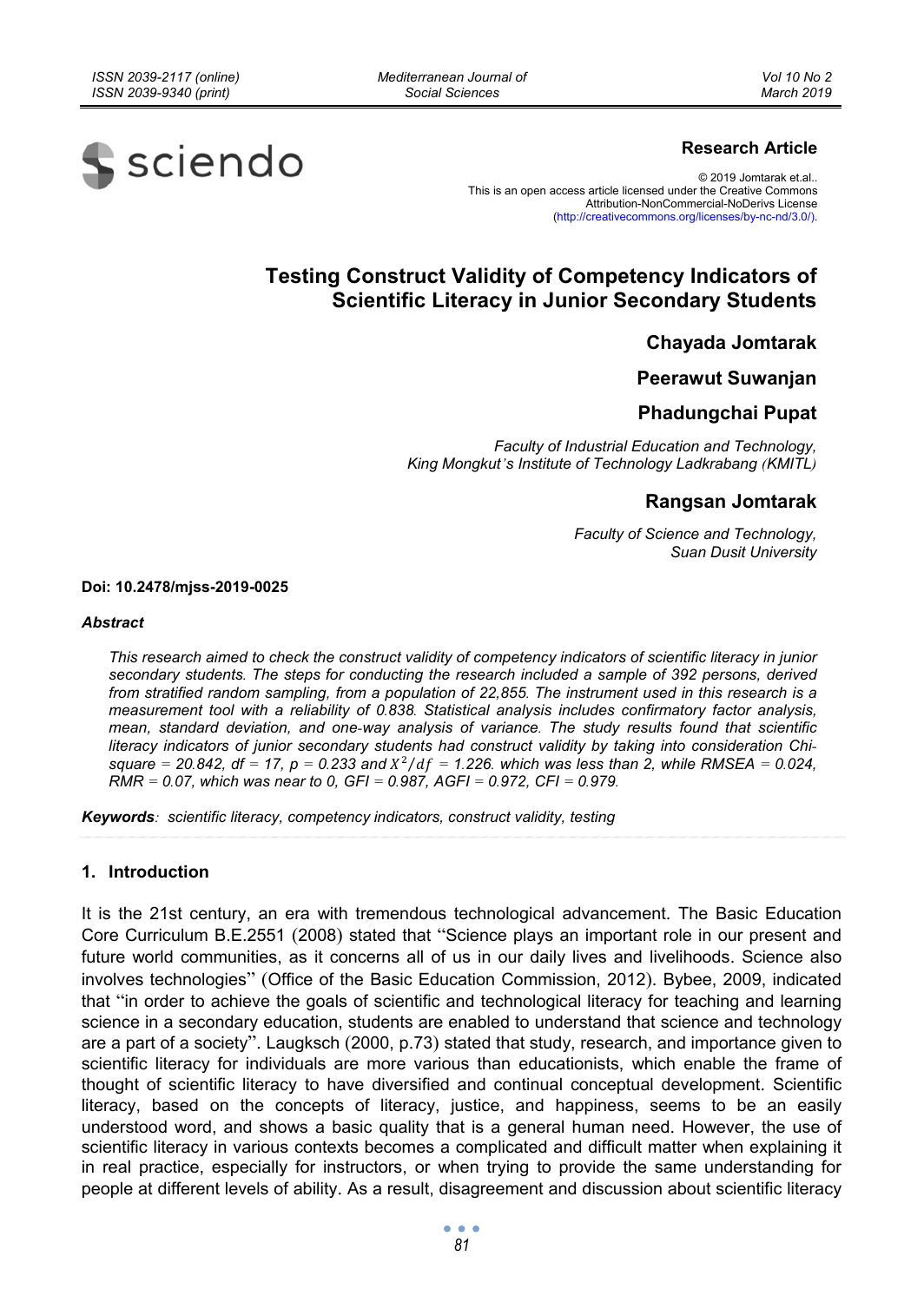**Research Article**

© 2019 Jomtarak et.al..
This is an open access article licensed under the Creative Commons Attribution-NonCommercial-NoDerivs License (http://creativecommons.org/licenses/by-nc-nd/3.0/).

# Testing Construct Validity of Competency Indicators of Scientific Literacy in Junior Secondary Students

**Chayada Jomtarak**

**Peerawut Suwanjan**

**Phadungchai Pupat**

*Faculty of Industrial Education and Technology, King Mongkut's Institute of Technology Ladkrabang (KMITL)*

**Rangsan Jomtarak**

*Faculty of Science and Technology, Suan Dusit University*

**Doi: 10.2478/mjss-2019-0025**

***Abstract***

*This research aimed to check the construct validity of competency indicators of scientific literacy in junior secondary students. The steps for conducting the research included a sample of 392 persons, derived from stratified random sampling, from a population of 22,855. The instrument used in this research is a measurement tool with a reliability of 0.838. Statistical analysis includes confirmatory factor analysis, mean, standard deviation, and one-way analysis of variance. The study results found that scientific literacy indicators of junior secondary students had construct validity by taking into consideration Chi-square = 20.842, df = 17, p = 0.233 and $X^2/df$ = 1.226. which was less than 2, while RMSEA = 0.024, RMR = 0.07, which was near to 0, GFI = 0.987, AGFI = 0.972, CFI = 0.979.*

***Keywords****: scientific literacy, competency indicators, construct validity, testing*

## 1. Introduction

It is the 21st century, an era with tremendous technological advancement. The Basic Education Core Curriculum B.E.2551 (2008) stated that "Science plays an important role in our present and future world communities, as it concerns all of us in our daily lives and livelihoods. Science also involves technologies" (Office of the Basic Education Commission, 2012). Bybee, 2009, indicated that "in order to achieve the goals of scientific and technological literacy for teaching and learning science in a secondary education, students are enabled to understand that science and technology are a part of a society". Laugksch (2000, p.73) stated that study, research, and importance given to scientific literacy for individuals are more various than educationists, which enable the frame of thought of scientific literacy to have diversified and continual conceptual development. Scientific literacy, based on the concepts of literacy, justice, and happiness, seems to be an easily understood word, and shows a basic quality that is a general human need. However, the use of scientific literacy in various contexts becomes a complicated and difficult matter when explaining it in real practice, especially for instructors, or when trying to provide the same understanding for people at different levels of ability. As a result, disagreement and discussion about scientific literacy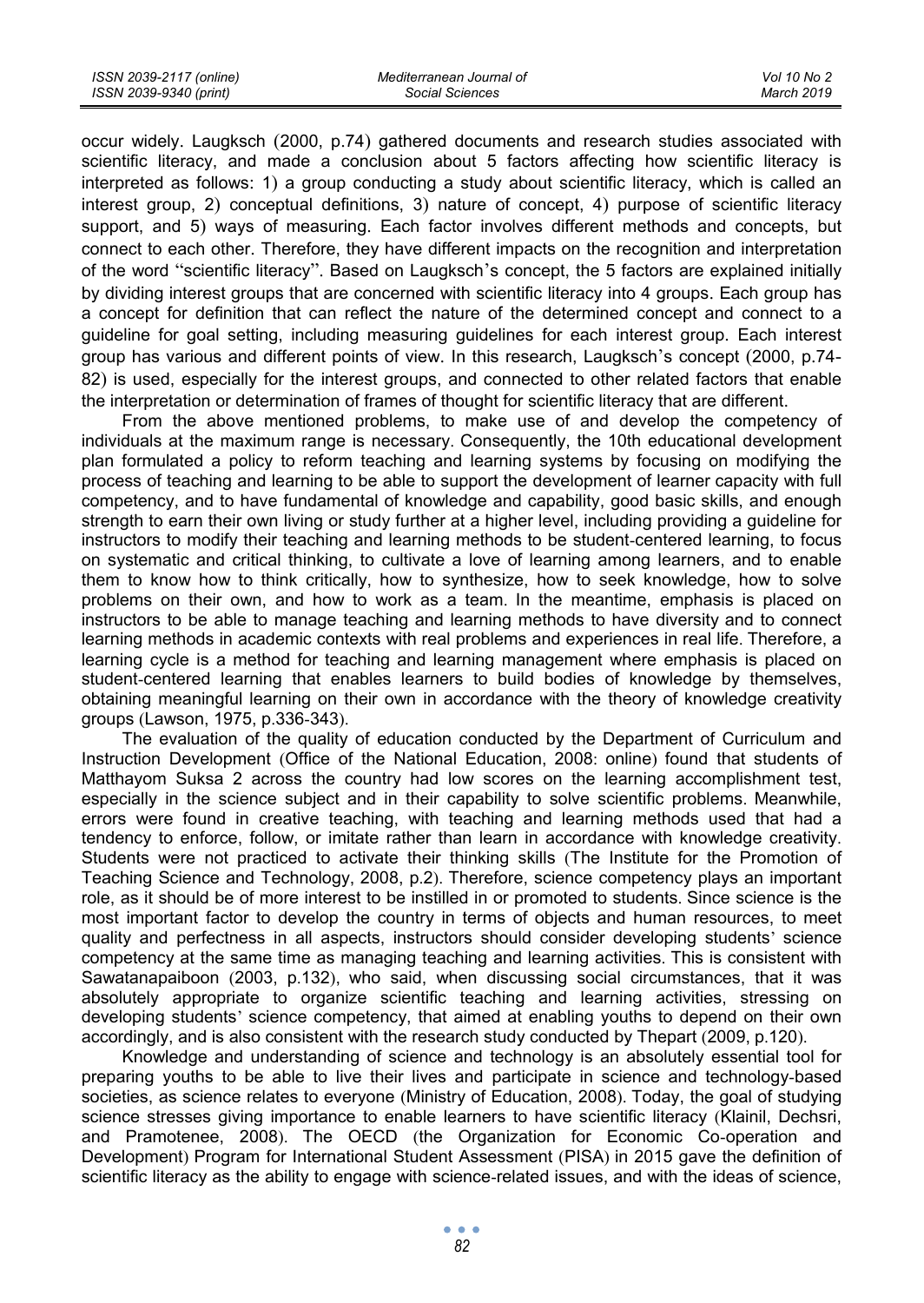occur widely. Laugksch (2000, p.74) gathered documents and research studies associated with scientific literacy, and made a conclusion about 5 factors affecting how scientific literacy is interpreted as follows: 1) a group conducting a study about scientific literacy, which is called an interest group, 2) conceptual definitions, 3) nature of concept, 4) purpose of scientific literacy support, and 5) ways of measuring. Each factor involves different methods and concepts, but connect to each other. Therefore, they have different impacts on the recognition and interpretation of the word "scientific literacy". Based on Laugksch's concept, the 5 factors are explained initially by dividing interest groups that are concerned with scientific literacy into 4 groups. Each group has a concept for definition that can reflect the nature of the determined concept and connect to a guideline for goal setting, including measuring guidelines for each interest group. Each interest group has various and different points of view. In this research, Laugksch's concept (2000, p.74-82) is used, especially for the interest groups, and connected to other related factors that enable the interpretation or determination of frames of thought for scientific literacy that are different.

From the above mentioned problems, to make use of and develop the competency of individuals at the maximum range is necessary. Consequently, the 10th educational development plan formulated a policy to reform teaching and learning systems by focusing on modifying the process of teaching and learning to be able to support the development of learner capacity with full competency, and to have fundamental of knowledge and capability, good basic skills, and enough strength to earn their own living or study further at a higher level, including providing a guideline for instructors to modify their teaching and learning methods to be student-centered learning, to focus on systematic and critical thinking, to cultivate a love of learning among learners, and to enable them to know how to think critically, how to synthesize, how to seek knowledge, how to solve problems on their own, and how to work as a team. In the meantime, emphasis is placed on instructors to be able to manage teaching and learning methods to have diversity and to connect learning methods in academic contexts with real problems and experiences in real life. Therefore, a learning cycle is a method for teaching and learning management where emphasis is placed on student-centered learning that enables learners to build bodies of knowledge by themselves, obtaining meaningful learning on their own in accordance with the theory of knowledge creativity groups (Lawson, 1975, p.336-343).

The evaluation of the quality of education conducted by the Department of Curriculum and Instruction Development (Office of the National Education, 2008: online) found that students of Matthayom Suksa 2 across the country had low scores on the learning accomplishment test, especially in the science subject and in their capability to solve scientific problems. Meanwhile, errors were found in creative teaching, with teaching and learning methods used that had a tendency to enforce, follow, or imitate rather than learn in accordance with knowledge creativity. Students were not practiced to activate their thinking skills (The Institute for the Promotion of Teaching Science and Technology, 2008, p.2). Therefore, science competency plays an important role, as it should be of more interest to be instilled in or promoted to students. Since science is the most important factor to develop the country in terms of objects and human resources, to meet quality and perfectness in all aspects, instructors should consider developing students' science competency at the same time as managing teaching and learning activities. This is consistent with Sawatanapaiboon (2003, p.132), who said, when discussing social circumstances, that it was absolutely appropriate to organize scientific teaching and learning activities, stressing on developing students' science competency, that aimed at enabling youths to depend on their own accordingly, and is also consistent with the research study conducted by Thepart (2009, p.120).

Knowledge and understanding of science and technology is an absolutely essential tool for preparing youths to be able to live their lives and participate in science and technology-based societies, as science relates to everyone (Ministry of Education, 2008). Today, the goal of studying science stresses giving importance to enable learners to have scientific literacy (Klainil, Dechsri, and Pramotenee, 2008). The OECD (the Organization for Economic Co-operation and Development) Program for International Student Assessment (PISA) in 2015 gave the definition of scientific literacy as the ability to engage with science-related issues, and with the ideas of science,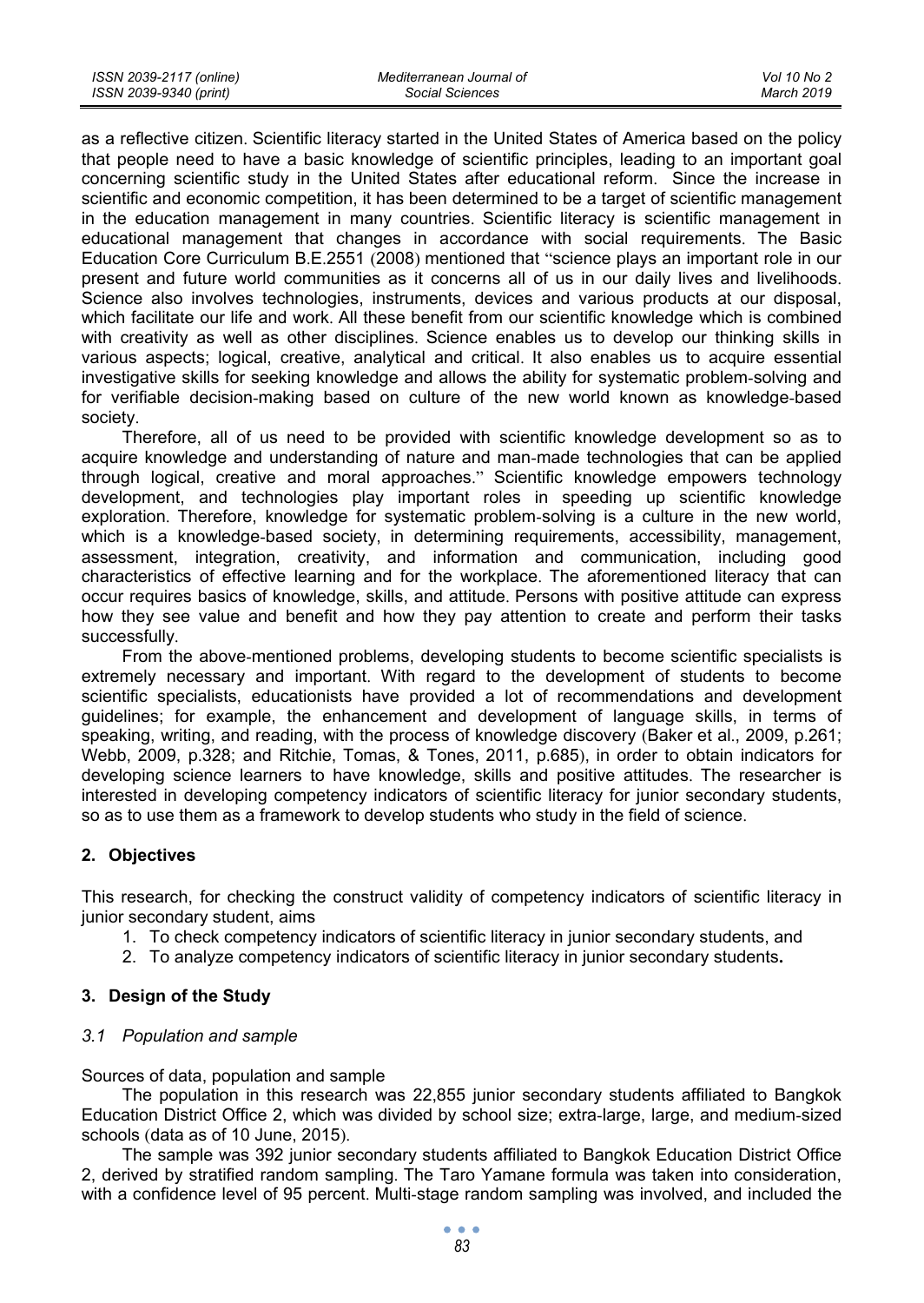as a reflective citizen. Scientific literacy started in the United States of America based on the policy that people need to have a basic knowledge of scientific principles, leading to an important goal concerning scientific study in the United States after educational reform. Since the increase in scientific and economic competition, it has been determined to be a target of scientific management in the education management in many countries. Scientific literacy is scientific management in educational management that changes in accordance with social requirements. The Basic Education Core Curriculum B.E.2551 (2008) mentioned that "science plays an important role in our present and future world communities as it concerns all of us in our daily lives and livelihoods. Science also involves technologies, instruments, devices and various products at our disposal, which facilitate our life and work. All these benefit from our scientific knowledge which is combined with creativity as well as other disciplines. Science enables us to develop our thinking skills in various aspects; logical, creative, analytical and critical. It also enables us to acquire essential investigative skills for seeking knowledge and allows the ability for systematic problem-solving and for verifiable decision-making based on culture of the new world known as knowledge-based society.

Therefore, all of us need to be provided with scientific knowledge development so as to acquire knowledge and understanding of nature and man-made technologies that can be applied through logical, creative and moral approaches." Scientific knowledge empowers technology development, and technologies play important roles in speeding up scientific knowledge exploration. Therefore, knowledge for systematic problem-solving is a culture in the new world, which is a knowledge-based society, in determining requirements, accessibility, management, assessment, integration, creativity, and information and communication, including good characteristics of effective learning and for the workplace. The aforementioned literacy that can occur requires basics of knowledge, skills, and attitude. Persons with positive attitude can express how they see value and benefit and how they pay attention to create and perform their tasks successfully.

From the above-mentioned problems, developing students to become scientific specialists is extremely necessary and important. With regard to the development of students to become scientific specialists, educationists have provided a lot of recommendations and development guidelines; for example, the enhancement and development of language skills, in terms of speaking, writing, and reading, with the process of knowledge discovery (Baker et al., 2009, p.261; Webb, 2009, p.328; and Ritchie, Tomas, & Tones, 2011, p.685), in order to obtain indicators for developing science learners to have knowledge, skills and positive attitudes. The researcher is interested in developing competency indicators of scientific literacy for junior secondary students, so as to use them as a framework to develop students who study in the field of science.

## 2. Objectives

This research, for checking the construct validity of competency indicators of scientific literacy in junior secondary student, aims

1. To check competency indicators of scientific literacy in junior secondary students, and
2. To analyze competency indicators of scientific literacy in junior secondary students**.**

## 3. Design of the Study

### *3.1 Population and sample*

Sources of data, population and sample

The population in this research was 22,855 junior secondary students affiliated to Bangkok Education District Office 2, which was divided by school size; extra-large, large, and medium-sized schools (data as of 10 June, 2015).

The sample was 392 junior secondary students affiliated to Bangkok Education District Office 2, derived by stratified random sampling. The Taro Yamane formula was taken into consideration, with a confidence level of 95 percent. Multi-stage random sampling was involved, and included the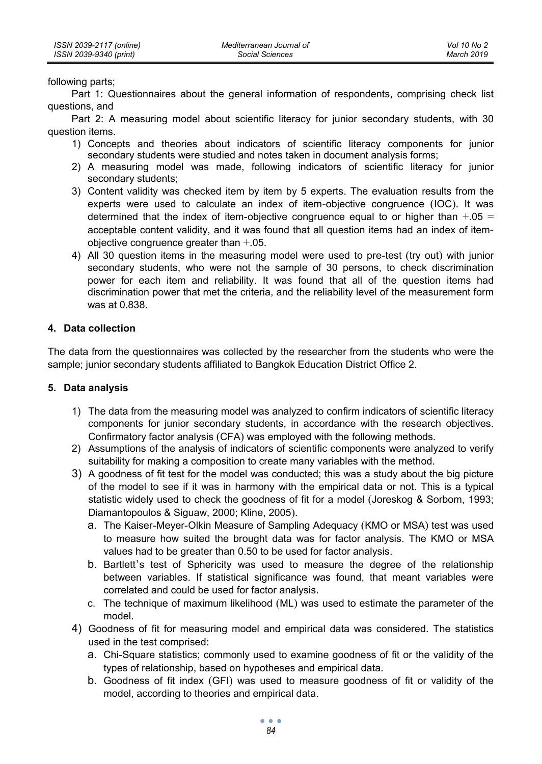following parts;

Part 1: Questionnaires about the general information of respondents, comprising check list questions, and

Part 2: A measuring model about scientific literacy for junior secondary students, with 30 question items.

1) Concepts and theories about indicators of scientific literacy components for junior secondary students were studied and notes taken in document analysis forms;
2) A measuring model was made, following indicators of scientific literacy for junior secondary students;
3) Content validity was checked item by item by 5 experts. The evaluation results from the experts were used to calculate an index of item-objective congruence (IOC). It was determined that the index of item-objective congruence equal to or higher than +.05 = acceptable content validity, and it was found that all question items had an index of item-objective congruence greater than +.05.
4) All 30 question items in the measuring model were used to pre-test (try out) with junior secondary students, who were not the sample of 30 persons, to check discrimination power for each item and reliability. It was found that all of the question items had discrimination power that met the criteria, and the reliability level of the measurement form was at 0.838.

## 4. Data collection

The data from the questionnaires was collected by the researcher from the students who were the sample; junior secondary students affiliated to Bangkok Education District Office 2.

## 5. Data analysis

1) The data from the measuring model was analyzed to confirm indicators of scientific literacy components for junior secondary students, in accordance with the research objectives. Confirmatory factor analysis (CFA) was employed with the following methods.
2) Assumptions of the analysis of indicators of scientific components were analyzed to verify suitability for making a composition to create many variables with the method.
3) A goodness of fit test for the model was conducted; this was a study about the big picture of the model to see if it was in harmony with the empirical data or not. This is a typical statistic widely used to check the goodness of fit for a model (Joreskog & Sorbom, 1993; Diamantopoulos & Siguaw, 2000; Kline, 2005).
   a. The Kaiser-Meyer-Olkin Measure of Sampling Adequacy (KMO or MSA) test was used to measure how suited the brought data was for factor analysis. The KMO or MSA values had to be greater than 0.50 to be used for factor analysis.
   b. Bartlett's test of Sphericity was used to measure the degree of the relationship between variables. If statistical significance was found, that meant variables were correlated and could be used for factor analysis.
   c. The technique of maximum likelihood (ML) was used to estimate the parameter of the model.
4) Goodness of fit for measuring model and empirical data was considered. The statistics used in the test comprised:
   a. Chi-Square statistics; commonly used to examine goodness of fit or the validity of the types of relationship, based on hypotheses and empirical data.
   b. Goodness of fit index (GFI) was used to measure goodness of fit or validity of the model, according to theories and empirical data.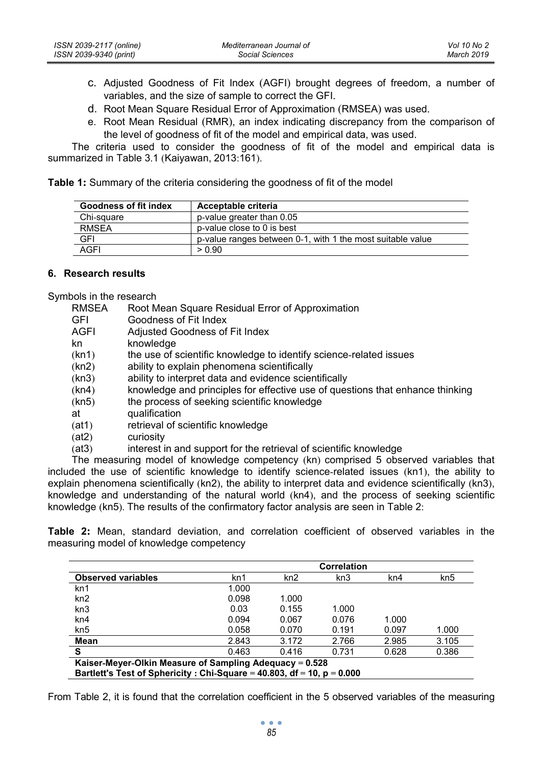c. Adjusted Goodness of Fit Index (AGFI) brought degrees of freedom, a number of variables, and the size of sample to correct the GFI.
d. Root Mean Square Residual Error of Approximation (RMSEA) was used.
e. Root Mean Residual (RMR), an index indicating discrepancy from the comparison of the level of goodness of fit of the model and empirical data, was used.

The criteria used to consider the goodness of fit of the model and empirical data is summarized in Table 3.1 (Kaiyawan, 2013:161).

**Table 1:** Summary of the criteria considering the goodness of fit of the model

| Goodness of fit index | Acceptable criteria |
|---|---|
| Chi-square | p-value greater than 0.05 |
| RMSEA | p-value close to 0 is best |
| GFI | p-value ranges between 0-1, with 1 the most suitable value |
| AGFI | > 0.90 |

## 6. Research results

Symbols in the research

| | |
|---|---|
| RMSEA | Root Mean Square Residual Error of Approximation |
| GFI | Goodness of Fit Index |
| AGFI | Adjusted Goodness of Fit Index |
| kn | knowledge |
| (kn1) | the use of scientific knowledge to identify science-related issues |
| (kn2) | ability to explain phenomena scientifically |
| (kn3) | ability to interpret data and evidence scientifically |
| (kn4) | knowledge and principles for effective use of questions that enhance thinking |
| (kn5) | the process of seeking scientific knowledge |
| at | qualification |
| (at1) | retrieval of scientific knowledge |
| (at2) | curiosity |
| (at3) | interest in and support for the retrieval of scientific knowledge |

The measuring model of knowledge competency (kn) comprised 5 observed variables that included the use of scientific knowledge to identify science-related issues (kn1), the ability to explain phenomena scientifically (kn2), the ability to interpret data and evidence scientifically (kn3), knowledge and understanding of the natural world (kn4), and the process of seeking scientific knowledge (kn5). The results of the confirmatory factor analysis are seen in Table 2:

**Table 2:** Mean, standard deviation, and correlation coefficient of observed variables in the measuring model of knowledge competency

| | Correlation | | | | |
|---|---|---|---|---|---|
| **Observed variables** | kn1 | kn2 | kn3 | kn4 | kn5 |
| kn1 | 1.000 | | | | |
| kn2 | 0.098 | 1.000 | | | |
| kn3 | 0.03 | 0.155 | 1.000 | | |
| kn4 | 0.094 | 0.067 | 0.076 | 1.000 | |
| kn5 | 0.058 | 0.070 | 0.191 | 0.097 | 1.000 |
| **Mean** | 2.843 | 3.172 | 2.766 | 2.985 | 3.105 |
| **S** | 0.463 | 0.416 | 0.731 | 0.628 | 0.386 |
| **Kaiser-Meyer-Olkin Measure of Sampling Adequacy = 0.528** | | | | | |
| **Bartlett's Test of Sphericity : Chi-Square = 40.803, df = 10, p = 0.000** | | | | | |

From Table 2, it is found that the correlation coefficient in the 5 observed variables of the measuring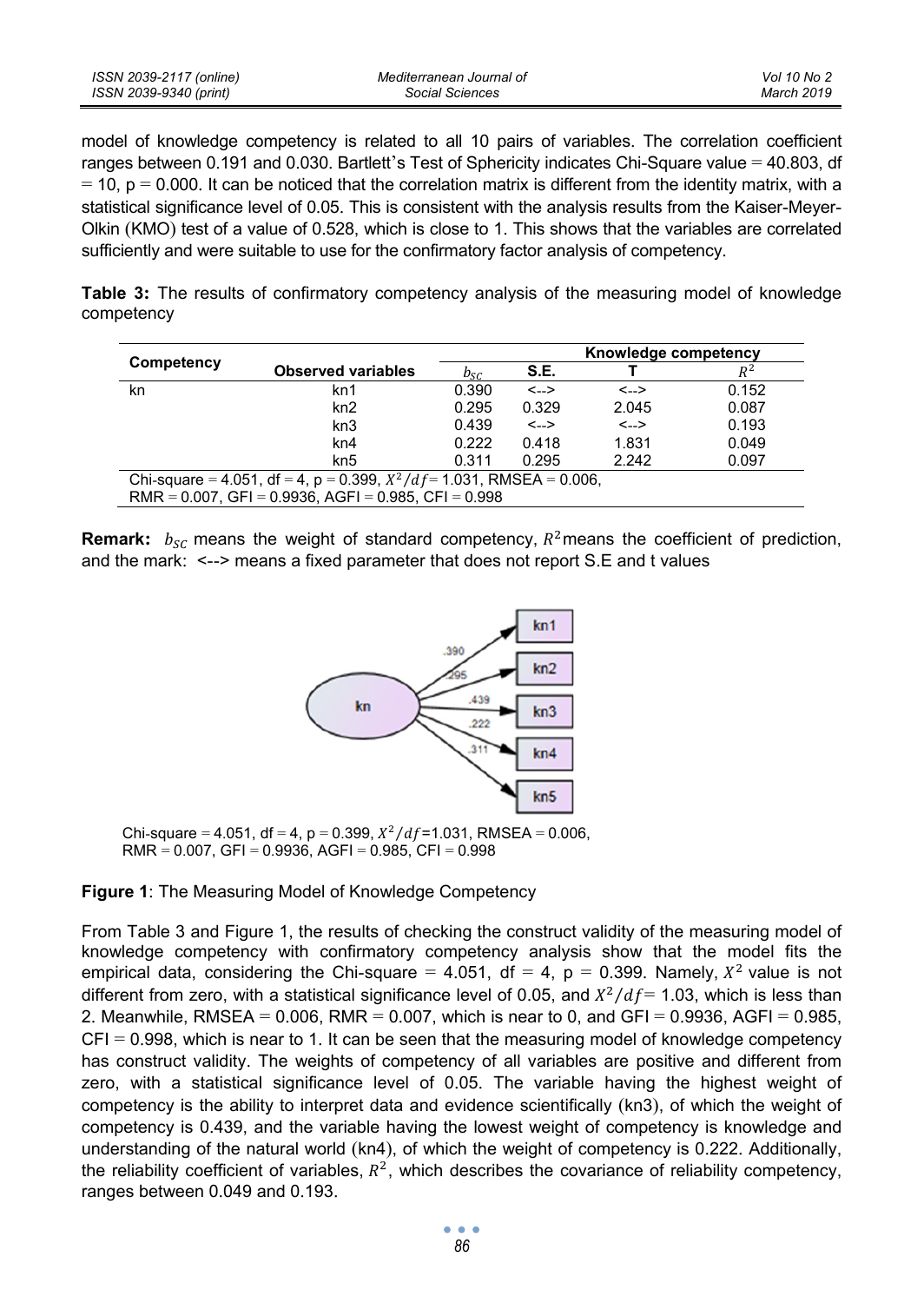model of knowledge competency is related to all 10 pairs of variables. The correlation coefficient ranges between 0.191 and 0.030. Bartlett's Test of Sphericity indicates Chi-Square value = 40.803, df = 10, p = 0.000. It can be noticed that the correlation matrix is different from the identity matrix, with a statistical significance level of 0.05. This is consistent with the analysis results from the Kaiser-Meyer-Olkin (KMO) test of a value of 0.528, which is close to 1. This shows that the variables are correlated sufficiently and were suitable to use for the confirmatory factor analysis of competency.

**Table 3:** The results of confirmatory competency analysis of the measuring model of knowledge competency

| Competency | Observed variables | Knowledge competency | | | |
|---|---|---|---|---|---|
| | | $b_{SC}$ | S.E. | T | $R^2$ |
| kn | kn1 | 0.390 | <--> | <--> | 0.152 |
| | kn2 | 0.295 | 0.329 | 2.045 | 0.087 |
| | kn3 | 0.439 | <--> | <--> | 0.193 |
| | kn4 | 0.222 | 0.418 | 1.831 | 0.049 |
| | kn5 | 0.311 | 0.295 | 2.242 | 0.097 |
| Chi-square = 4.051, df = 4, p = 0.399, $X^2/df$ = 1.031, RMSEA = 0.006, RMR = 0.007, GFI = 0.9936, AGFI = 0.985, CFI = 0.998 | | | | | |

**Remark:** $b_{SC}$ means the weight of standard competency, $R^2$ means the coefficient of prediction, and the mark: <--> means a fixed parameter that does not report S.E and t values

Chi-square = 4.051, df = 4, p = 0.399, $X^2/df$ =1.031, RMSEA = 0.006, RMR = 0.007, GFI = 0.9936, AGFI = 0.985, CFI = 0.998

**Figure 1**: The Measuring Model of Knowledge Competency

From Table 3 and Figure 1, the results of checking the construct validity of the measuring model of knowledge competency with confirmatory competency analysis show that the model fits the empirical data, considering the Chi-square = 4.051, df = 4, p = 0.399. Namely, $X^2$ value is not different from zero, with a statistical significance level of 0.05, and $X^2/df$ = 1.03, which is less than 2. Meanwhile, RMSEA = 0.006, RMR = 0.007, which is near to 0, and GFI = 0.9936, AGFI = 0.985, CFI = 0.998, which is near to 1. It can be seen that the measuring model of knowledge competency has construct validity. The weights of competency of all variables are positive and different from zero, with a statistical significance level of 0.05. The variable having the highest weight of competency is the ability to interpret data and evidence scientifically (kn3), of which the weight of competency is 0.439, and the variable having the lowest weight of competency is knowledge and understanding of the natural world (kn4), of which the weight of competency is 0.222. Additionally, the reliability coefficient of variables, $R^2$, which describes the covariance of reliability competency, ranges between 0.049 and 0.193.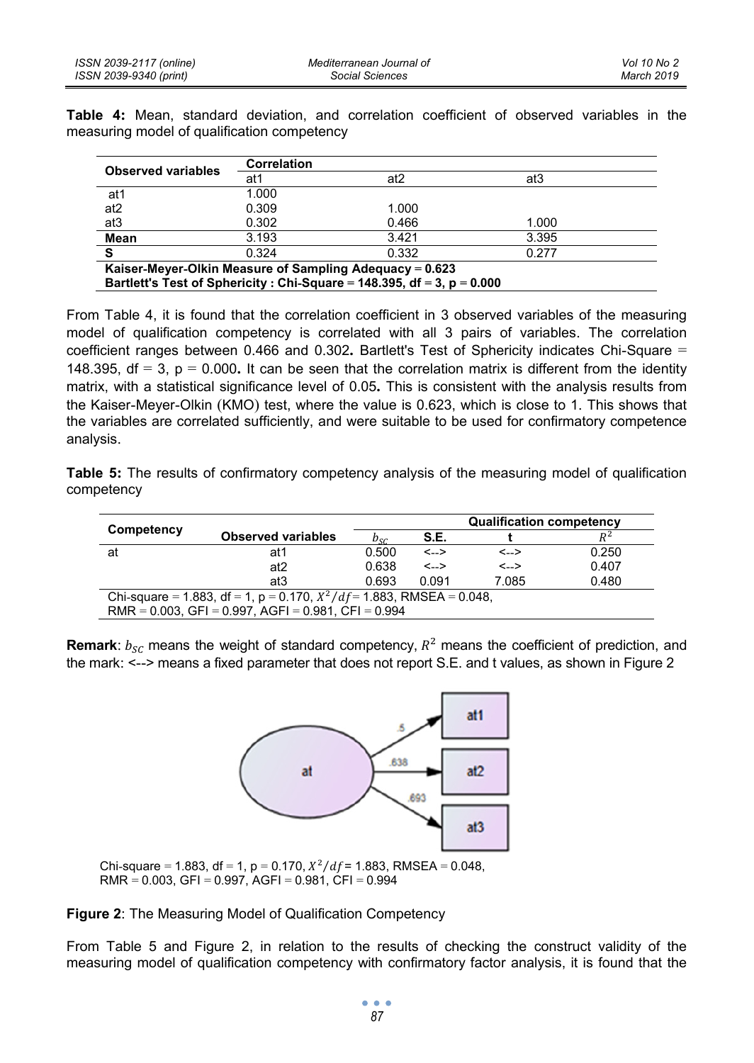**Table 4:** Mean, standard deviation, and correlation coefficient of observed variables in the measuring model of qualification competency

| Observed variables | Correlation | | |
|---|---|---|---|
| | at1 | at2 | at3 |
| at1 | 1.000 | | |
| at2 | 0.309 | 1.000 | |
| at3 | 0.302 | 0.466 | 1.000 |
| **Mean** | 3.193 | 3.421 | 3.395 |
| **S** | 0.324 | 0.332 | 0.277 |
| **Kaiser-Meyer-Olkin Measure of Sampling Adequacy = 0.623** | | | |
| **Bartlett's Test of Sphericity : Chi-Square = 148.395, df = 3, p = 0.000** | | | |

From Table 4, it is found that the correlation coefficient in 3 observed variables of the measuring model of qualification competency is correlated with all 3 pairs of variables. The correlation coefficient ranges between 0.466 and 0.302**.** Bartlett's Test of Sphericity indicates Chi-Square = 148.395, df = 3, p = 0.000**.** It can be seen that the correlation matrix is different from the identity matrix, with a statistical significance level of 0.05**.** This is consistent with the analysis results from the Kaiser-Meyer-Olkin (KMO) test, where the value is 0.623, which is close to 1. This shows that the variables are correlated sufficiently, and were suitable to be used for confirmatory competence analysis.

**Table 5:** The results of confirmatory competency analysis of the measuring model of qualification competency

| Competency | Observed variables | Qualification competency | | | |
|---|---|---|---|---|---|
| | | $b_{SC}$ | S.E. | t | $R^2$ |
| at | at1 | 0.500 | <--> | <--> | 0.250 |
| | at2 | 0.638 | <--> | <--> | 0.407 |
| | at3 | 0.693 | 0.091 | 7.085 | 0.480 |
| Chi-square = 1.883, df = 1, p = 0.170, $X^2/df$ = 1.883, RMSEA = 0.048, RMR = 0.003, GFI = 0.997, AGFI = 0.981, CFI = 0.994 | | | | | |

**Remark**: $b_{SC}$ means the weight of standard competency, $R^2$ means the coefficient of prediction, and the mark: <--> means a fixed parameter that does not report S.E. and t values, as shown in Figure 2

Chi-square = 1.883, df = 1, p = 0.170, $X^2/df$ = 1.883, RMSEA = 0.048, RMR = 0.003, GFI = 0.997, AGFI = 0.981, CFI = 0.994

**Figure 2**: The Measuring Model of Qualification Competency

From Table 5 and Figure 2, in relation to the results of checking the construct validity of the measuring model of qualification competency with confirmatory factor analysis, it is found that the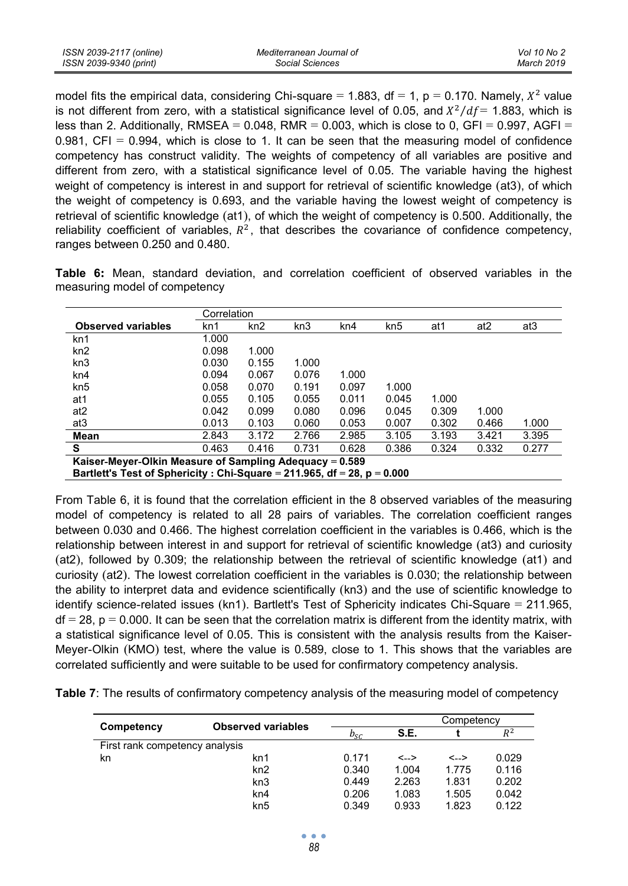model fits the empirical data, considering Chi-square = 1.883, df = 1, p = 0.170. Namely, $X^2$ value is not different from zero, with a statistical significance level of 0.05, and $X^2/df$ = 1.883, which is less than 2. Additionally, RMSEA = 0.048, RMR = 0.003, which is close to 0, GFI = 0.997, AGFI = 0.981, CFI = 0.994, which is close to 1. It can be seen that the measuring model of confidence competency has construct validity. The weights of competency of all variables are positive and different from zero, with a statistical significance level of 0.05. The variable having the highest weight of competency is interest in and support for retrieval of scientific knowledge (at3), of which the weight of competency is 0.693, and the variable having the lowest weight of competency is retrieval of scientific knowledge (at1), of which the weight of competency is 0.500. Additionally, the reliability coefficient of variables, $R^2$, that describes the covariance of confidence competency, ranges between 0.250 and 0.480.

**Table 6:** Mean, standard deviation, and correlation coefficient of observed variables in the measuring model of competency

| | Correlation | | | | | | | |
|---|---|---|---|---|---|---|---|---|
| **Observed variables** | kn1 | kn2 | kn3 | kn4 | kn5 | at1 | at2 | at3 |
| kn1 | 1.000 | | | | | | | |
| kn2 | 0.098 | 1.000 | | | | | | |
| kn3 | 0.030 | 0.155 | 1.000 | | | | | |
| kn4 | 0.094 | 0.067 | 0.076 | 1.000 | | | | |
| kn5 | 0.058 | 0.070 | 0.191 | 0.097 | 1.000 | | | |
| at1 | 0.055 | 0.105 | 0.055 | 0.011 | 0.045 | 1.000 | | |
| at2 | 0.042 | 0.099 | 0.080 | 0.096 | 0.045 | 0.309 | 1.000 | |
| at3 | 0.013 | 0.103 | 0.060 | 0.053 | 0.007 | 0.302 | 0.466 | 1.000 |
| **Mean** | 2.843 | 3.172 | 2.766 | 2.985 | 3.105 | 3.193 | 3.421 | 3.395 |
| **S** | 0.463 | 0.416 | 0.731 | 0.628 | 0.386 | 0.324 | 0.332 | 0.277 |
| **Kaiser-Meyer-Olkin Measure of Sampling Adequacy = 0.589** | | | | | | | | |
| **Bartlett's Test of Sphericity : Chi-Square = 211.965, df = 28, p = 0.000** | | | | | | | | |

From Table 6, it is found that the correlation efficient in the 8 observed variables of the measuring model of competency is related to all 28 pairs of variables. The correlation coefficient ranges between 0.030 and 0.466. The highest correlation coefficient in the variables is 0.466, which is the relationship between interest in and support for retrieval of scientific knowledge (at3) and curiosity (at2), followed by 0.309; the relationship between the retrieval of scientific knowledge (at1) and curiosity (at2). The lowest correlation coefficient in the variables is 0.030; the relationship between the ability to interpret data and evidence scientifically (kn3) and the use of scientific knowledge to identify science-related issues (kn1). Bartlett's Test of Sphericity indicates Chi-Square = 211.965, df = 28, p = 0.000. It can be seen that the correlation matrix is different from the identity matrix, with a statistical significance level of 0.05. This is consistent with the analysis results from the Kaiser-Meyer-Olkin (KMO) test, where the value is 0.589, close to 1. This shows that the variables are correlated sufficiently and were suitable to be used for confirmatory competency analysis.

**Table 7**: The results of confirmatory competency analysis of the measuring model of competency

| Competency | Observed variables | Competency | | | |
|---|---|---|---|---|---|
| | | $b_{sc}$ | S.E. | t | $R^2$ |
| First rank competency analysis | | | | | |
| kn | kn1 | 0.171 | <--> | <--> | 0.029 |
| | kn2 | 0.340 | 1.004 | 1.775 | 0.116 |
| | kn3 | 0.449 | 2.263 | 1.831 | 0.202 |
| | kn4 | 0.206 | 1.083 | 1.505 | 0.042 |
| | kn5 | 0.349 | 0.933 | 1.823 | 0.122 |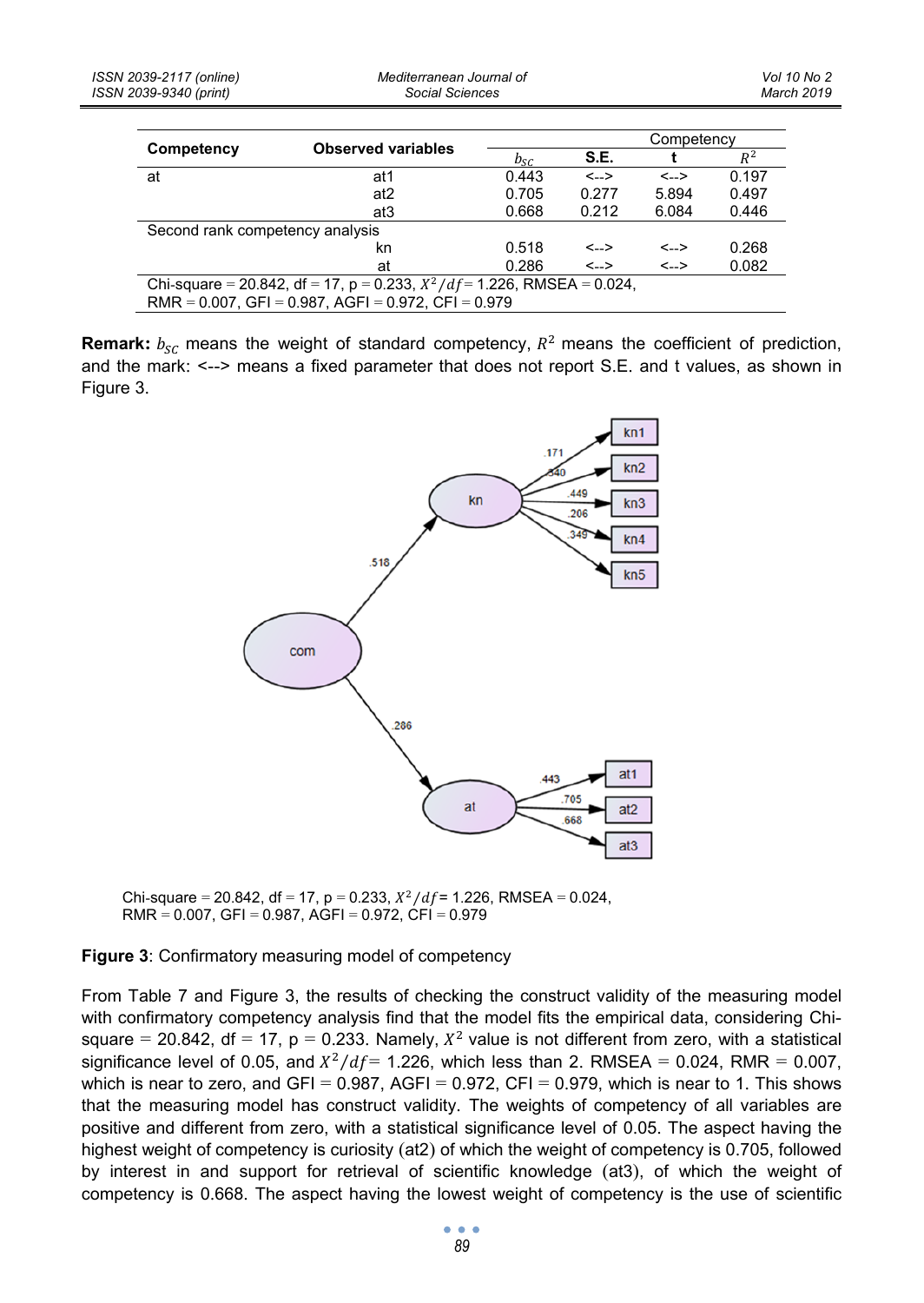| Competency | Observed variables | Competency | | | |
|---|---|---|---|---|---|
| | | $b_{SC}$ | S.E. | t | $R^2$ |
| at | at1 | 0.443 | <--> | <--> | 0.197 |
| | at2 | 0.705 | 0.277 | 5.894 | 0.497 |
| | at3 | 0.668 | 0.212 | 6.084 | 0.446 |
| Second rank competency analysis | | | | | |
| | kn | 0.518 | <--> | <--> | 0.268 |
| | at | 0.286 | <--> | <--> | 0.082 |
| Chi-square = 20.842, df = 17, p = 0.233, $X^2/df$ = 1.226, RMSEA = 0.024, RMR = 0.007, GFI = 0.987, AGFI = 0.972, CFI = 0.979 | | | | | |

**Remark:** $b_{SC}$ means the weight of standard competency, $R^2$ means the coefficient of prediction, and the mark: <--> means a fixed parameter that does not report S.E. and t values, as shown in Figure 3.

Chi-square = 20.842, df = 17, p = 0.233, $X^2/df$ = 1.226, RMSEA = 0.024, RMR = 0.007, GFI = 0.987, AGFI = 0.972, CFI = 0.979

**Figure 3**: Confirmatory measuring model of competency

From Table 7 and Figure 3, the results of checking the construct validity of the measuring model with confirmatory competency analysis find that the model fits the empirical data, considering Chi-square = 20.842, df = 17, p = 0.233. Namely, $X^2$ value is not different from zero, with a statistical significance level of 0.05, and $X^2/df$= 1.226, which less than 2. RMSEA = 0.024, RMR = 0.007, which is near to zero, and GFI = 0.987, AGFI = 0.972, CFI = 0.979, which is near to 1. This shows that the measuring model has construct validity. The weights of competency of all variables are positive and different from zero, with a statistical significance level of 0.05. The aspect having the highest weight of competency is curiosity (at2) of which the weight of competency is 0.705, followed by interest in and support for retrieval of scientific knowledge (at3), of which the weight of competency is 0.668. The aspect having the lowest weight of competency is the use of scientific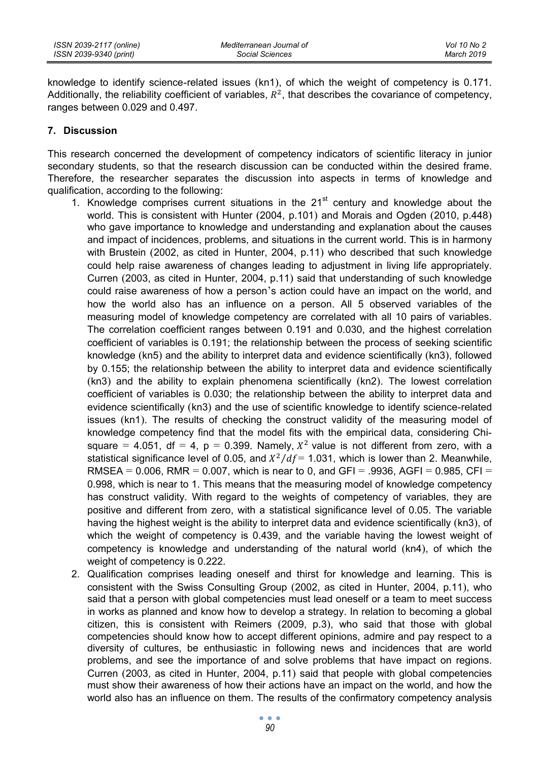knowledge to identify science-related issues (kn1), of which the weight of competency is 0.171. Additionally, the reliability coefficient of variables, $R^2$, that describes the covariance of competency, ranges between 0.029 and 0.497.

## 7. Discussion

This research concerned the development of competency indicators of scientific literacy in junior secondary students, so that the research discussion can be conducted within the desired frame. Therefore, the researcher separates the discussion into aspects in terms of knowledge and qualification, according to the following:

1. Knowledge comprises current situations in the 21st century and knowledge about the world. This is consistent with Hunter (2004, p.101) and Morais and Ogden (2010, p.448) who gave importance to knowledge and understanding and explanation about the causes and impact of incidences, problems, and situations in the current world. This is in harmony with Brustein (2002, as cited in Hunter, 2004, p.11) who described that such knowledge could help raise awareness of changes leading to adjustment in living life appropriately. Curren (2003, as cited in Hunter, 2004, p.11) said that understanding of such knowledge could raise awareness of how a person's action could have an impact on the world, and how the world also has an influence on a person. All 5 observed variables of the measuring model of knowledge competency are correlated with all 10 pairs of variables. The correlation coefficient ranges between 0.191 and 0.030, and the highest correlation coefficient of variables is 0.191; the relationship between the process of seeking scientific knowledge (kn5) and the ability to interpret data and evidence scientifically (kn3), followed by 0.155; the relationship between the ability to interpret data and evidence scientifically (kn3) and the ability to explain phenomena scientifically (kn2). The lowest correlation coefficient of variables is 0.030; the relationship between the ability to interpret data and evidence scientifically (kn3) and the use of scientific knowledge to identify science-related issues (kn1). The results of checking the construct validity of the measuring model of knowledge competency find that the model fits with the empirical data, considering Chi-square = 4.051, df = 4, p = 0.399. Namely, $X^2$ value is not different from zero, with a statistical significance level of 0.05, and $X^2/df$ = 1.031, which is lower than 2. Meanwhile, RMSEA = 0.006, RMR = 0.007, which is near to 0, and GFI = .9936, AGFI = 0.985, CFI = 0.998, which is near to 1. This means that the measuring model of knowledge competency has construct validity. With regard to the weights of competency of variables, they are positive and different from zero, with a statistical significance level of 0.05. The variable having the highest weight is the ability to interpret data and evidence scientifically (kn3), of which the weight of competency is 0.439, and the variable having the lowest weight of competency is knowledge and understanding of the natural world (kn4), of which the weight of competency is 0.222.
2. Qualification comprises leading oneself and thirst for knowledge and learning. This is consistent with the Swiss Consulting Group (2002, as cited in Hunter, 2004, p.11), who said that a person with global competencies must lead oneself or a team to meet success in works as planned and know how to develop a strategy. In relation to becoming a global citizen, this is consistent with Reimers (2009, p.3), who said that those with global competencies should know how to accept different opinions, admire and pay respect to a diversity of cultures, be enthusiastic in following news and incidences that are world problems, and see the importance of and solve problems that have impact on regions. Curren (2003, as cited in Hunter, 2004, p.11) said that people with global competencies must show their awareness of how their actions have an impact on the world, and how the world also has an influence on them. The results of the confirmatory competency analysis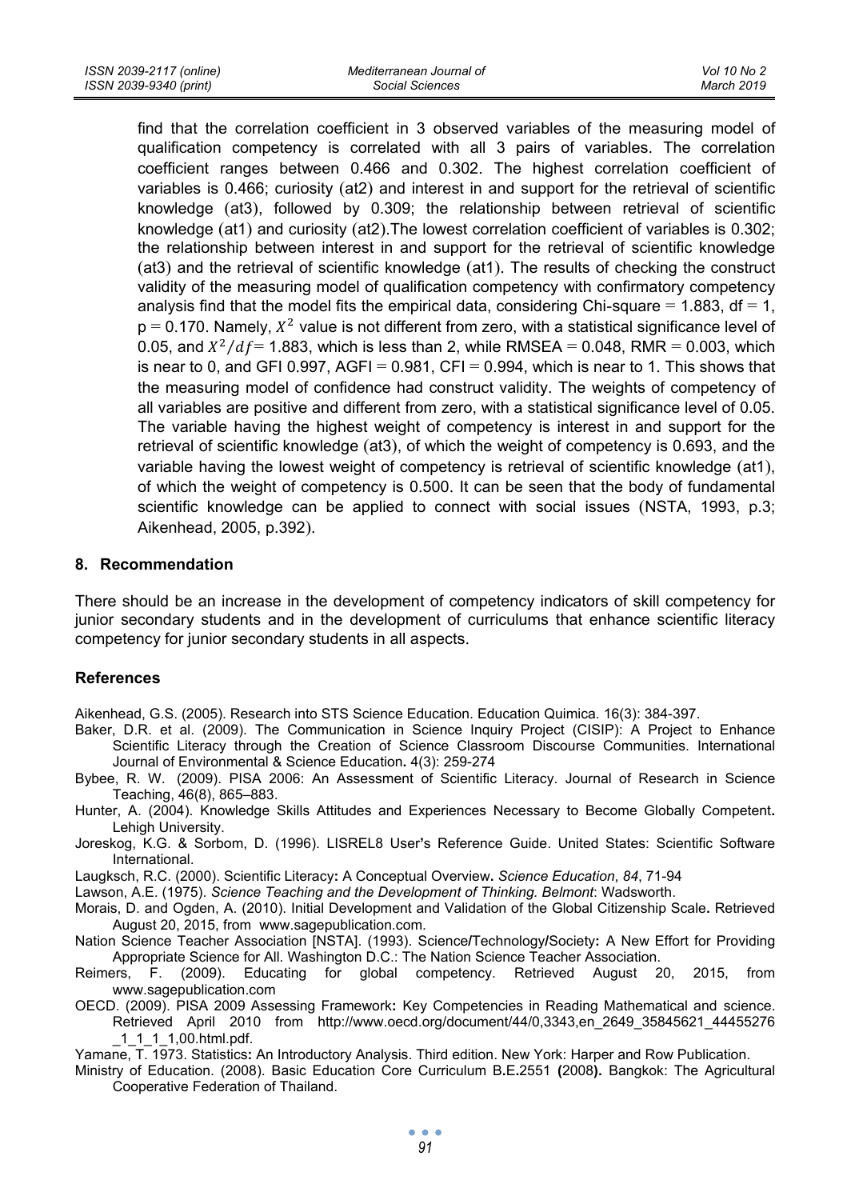find that the correlation coefficient in 3 observed variables of the measuring model of qualification competency is correlated with all 3 pairs of variables. The correlation coefficient ranges between 0.466 and 0.302. The highest correlation coefficient of variables is 0.466; curiosity (at2) and interest in and support for the retrieval of scientific knowledge (at3), followed by 0.309; the relationship between retrieval of scientific knowledge (at1) and curiosity (at2).The lowest correlation coefficient of variables is 0.302; the relationship between interest in and support for the retrieval of scientific knowledge (at3) and the retrieval of scientific knowledge (at1). The results of checking the construct validity of the measuring model of qualification competency with confirmatory competency analysis find that the model fits the empirical data, considering Chi-square = 1.883, df = 1, p = 0.170. Namely, $X^2$ value is not different from zero, with a statistical significance level of 0.05, and $X^2/df$= 1.883, which is less than 2, while RMSEA = 0.048, RMR = 0.003, which is near to 0, and GFI 0.997, AGFI = 0.981, CFI = 0.994, which is near to 1. This shows that the measuring model of confidence had construct validity. The weights of competency of all variables are positive and different from zero, with a statistical significance level of 0.05. The variable having the highest weight of competency is interest in and support for the retrieval of scientific knowledge (at3), of which the weight of competency is 0.693, and the variable having the lowest weight of competency is retrieval of scientific knowledge (at1), of which the weight of competency is 0.500. It can be seen that the body of fundamental scientific knowledge can be applied to connect with social issues (NSTA, 1993, p.3; Aikenhead, 2005, p.392).

## 8. Recommendation

There should be an increase in the development of competency indicators of skill competency for junior secondary students and in the development of curriculums that enhance scientific literacy competency for junior secondary students in all aspects.

## References

Aikenhead, G.S. (2005). Research into STS Science Education. Education Quimica. 16(3): 384-397.

Baker, D.R. et al. (2009). The Communication in Science Inquiry Project (CISIP): A Project to Enhance Scientific Literacy through the Creation of Science Classroom Discourse Communities. International Journal of Environmental & Science Education**.** 4(3): 259-274

Bybee, R. W. (2009). PISA 2006: An Assessment of Scientific Literacy. Journal of Research in Science Teaching, 46(8), 865–883.

Hunter, A. (2004). Knowledge Skills Attitudes and Experiences Necessary to Become Globally Competent**.** Lehigh University.

Joreskog, K.G. & Sorbom, D. (1996). LISREL8 User**'**s Reference Guide. United States: Scientific Software International.

Laugksch, R.C. (2000). Scientific Literacy**:** A Conceptual Overview**.** *Science Education*, *84*, 71-94

Lawson, A.E. (1975). *Science Teaching and the Development of Thinking. Belmont*: Wadsworth.

Morais, D. and Ogden, A. (2010). Initial Development and Validation of the Global Citizenship Scale**.** Retrieved August 20, 2015, from www.sagepublication.com.

Nation Science Teacher Association [NSTA]. (1993). Science**/**Technology**/**Society**:** A New Effort for Providing Appropriate Science for All*.* Washington D.C.: The Nation Science Teacher Association.

Reimers, F. (2009). Educating for global competency. Retrieved August 20, 2015, from www.sagepublication.com

OECD. (2009). PISA 2009 Assessing Framework**:** Key Competencies in Reading Mathematical and science. Retrieved April 2010 from http://www.oecd.org/document/44/0,3343,en_2649_35845621_44455276_1_1_1_1,00.html.pdf.

Yamane, T. 1973. Statistics**:** An Introductory Analysis. Third edition. New York: Harper and Row Publication.

Ministry of Education. (2008). Basic Education Core Curriculum B**.**E**.**2551 **(**2008**).** Bangkok: The Agricultural Cooperative Federation of Thailand.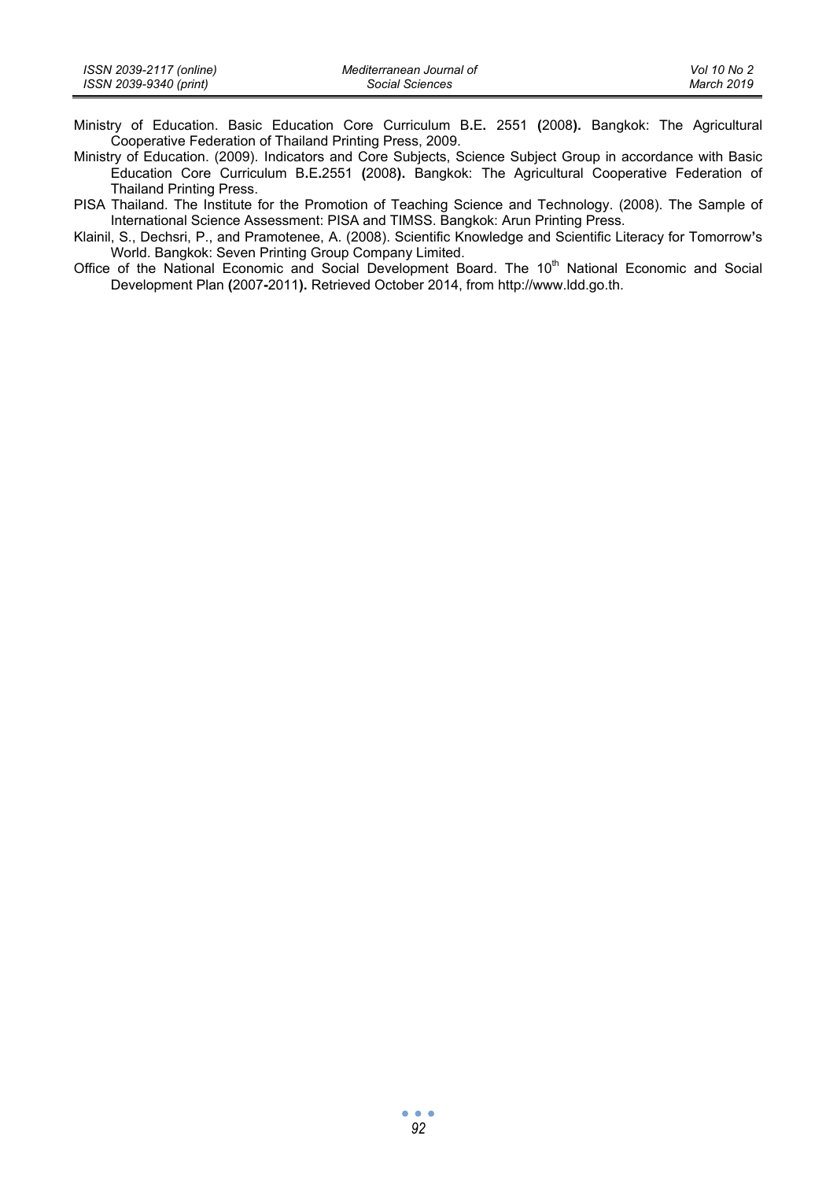Ministry of Education. Basic Education Core Curriculum B.E. 2551 **(**2008**).** Bangkok: The Agricultural Cooperative Federation of Thailand Printing Press, 2009.

Ministry of Education. (2009). Indicators and Core Subjects, Science Subject Group in accordance with Basic Education Core Curriculum B.E.2551 **(**2008**).** Bangkok: The Agricultural Cooperative Federation of Thailand Printing Press.

PISA Thailand. The Institute for the Promotion of Teaching Science and Technology. (2008). The Sample of International Science Assessment: PISA and TIMSS. Bangkok: Arun Printing Press.

Klainil, S., Dechsri, P., and Pramotenee, A. (2008). Scientific Knowledge and Scientific Literacy for Tomorrow**'**s World. Bangkok: Seven Printing Group Company Limited.

Office of the National Economic and Social Development Board. The 10th National Economic and Social Development Plan **(**2007**-**2011**).** Retrieved October 2014, from http://www.ldd.go.th.